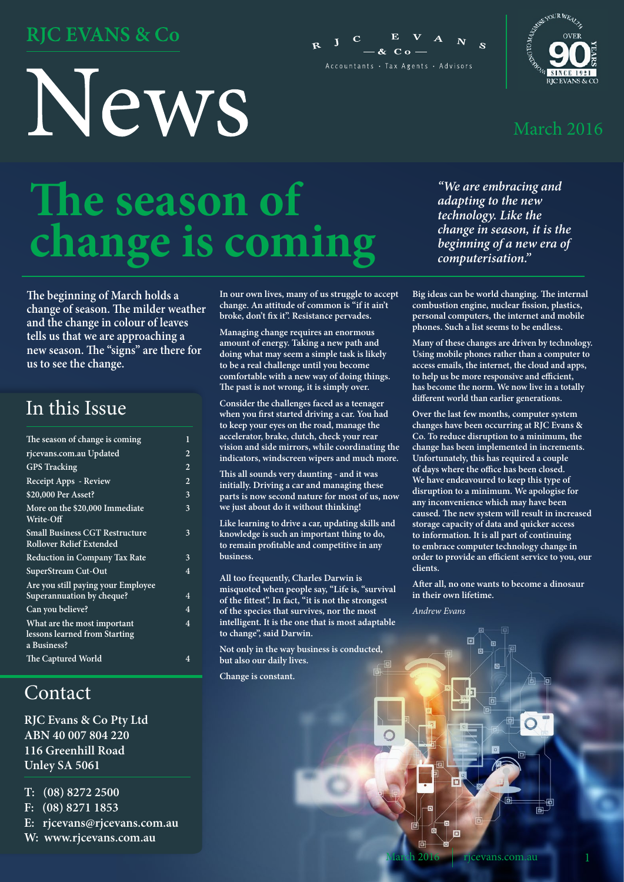# RJC EVANS & Co

# News

RJC EVANS & Co
Accountants · Tax Agents · Advisors

Over 90 Years · Since 1921 · RJC Evans & Co

March 2016

## The season of change is coming

*"We are embracing and adapting to the new technology. Like the change in season, it is the beginning of a new era of computerisation."*

The beginning of March holds a change of season. The milder weather and the change in colour of leaves tells us that we are approaching a new season. The "signs" are there for us to see the change.

### In this Issue

| | |
|---|---|
| The season of change is coming | 1 |
| rjcevans.com.au Updated | 2 |
| GPS Tracking | 2 |
| Receipt Apps - Review | 2 |
| $20,000 Per Asset? | 3 |
| More on the $20,000 Immediate Write-Off | 3 |
| Small Business CGT Restructure Rollover Relief Extended | 3 |
| Reduction in Company Tax Rate | 3 |
| SuperStream Cut-Out | 4 |
| Are you still paying your Employee Superannuation by cheque? | 4 |
| Can you believe? | 4 |
| What are the most important lessons learned from Starting a Business? | 4 |
| The Captured World | 4 |

### Contact

**RJC Evans & Co Pty Ltd**
**ABN 40 007 804 220**
**116 Greenhill Road**
**Unley SA 5061**

**T: (08) 8272 2500**
**F: (08) 8271 1853**
**E: rjcevans@rjcevans.com.au**
**W: www.rjcevans.com.au**

In our own lives, many of us struggle to accept change. An attitude of common is "if it ain't broke, don't fix it". Resistance pervades.

Managing change requires an enormous amount of energy. Taking a new path and doing what may seem a simple task is likely to be a real challenge until you become comfortable with a new way of doing things. The past is not wrong, it is simply over.

Consider the challenges faced as a teenager when you first started driving a car. You had to keep your eyes on the road, manage the accelerator, brake, clutch, check your rear vision and side mirrors, while coordinating the indicators, windscreen wipers and much more.

This all sounds very daunting - and it was initially. Driving a car and managing these parts is now second nature for most of us, now we just about do it without thinking!

Like learning to drive a car, updating skills and knowledge is such an important thing to do, to remain profitable and competitive in any business.

All too frequently, Charles Darwin is misquoted when people say, "Life is, "survival of the fittest". In fact, "it is not the strongest of the species that survives, nor the most intelligent. It is the one that is most adaptable to change", said Darwin.

Not only in the way business is conducted, but also our daily lives.

Change is constant.

Big ideas can be world changing. The internal combustion engine, nuclear fission, plastics, personal computers, the internet and mobile phones. Such a list seems to be endless.

Many of these changes are driven by technology. Using mobile phones rather than a computer to access emails, the internet, the cloud and apps, to help us be more responsive and efficient, has become the norm. We now live in a totally different world than earlier generations.

Over the last few months, computer system changes have been occurring at RJC Evans & Co. To reduce disruption to a minimum, the change has been implemented in increments. Unfortunately, this has required a couple of days where the office has been closed. We have endeavoured to keep this type of disruption to a minimum. We apologise for any inconvenience which may have been caused. The new system will result in increased storage capacity of data and quicker access to information. It is all part of continuing to embrace computer technology change in order to provide an efficient service to you, our clients.

After all, no one wants to become a dinosaur in their own lifetime.

*Andrew Evans*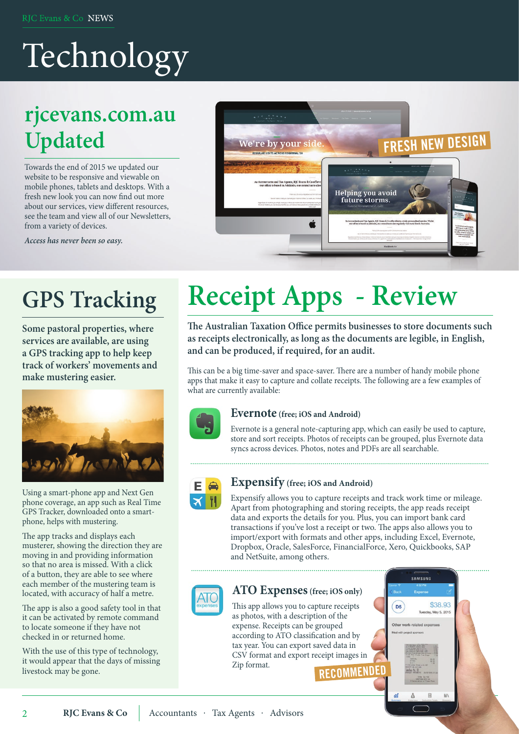# Technology

## rjcevans.com.au Updated

Towards the end of 2015 we updated our website to be responsive and viewable on mobile phones, tablets and desktops. With a fresh new look you can now find out more about our services, view different resources, see the team and view all of our Newsletters, from a variety of devices.

*Access has never been so easy.*

FRESH NEW DESIGN

## GPS Tracking

**Some pastoral properties, where services are available, are using a GPS tracking app to help keep track of workers' movements and make mustering easier.**

Using a smart-phone app and Next Gen phone coverage, an app such as Real Time GPS Tracker, downloaded onto a smart-phone, helps with mustering.

The app tracks and displays each musterer, showing the direction they are moving in and providing information so that no area is missed. With a click of a button, they are able to see where each member of the mustering team is located, with accuracy of half a metre.

The app is also a good safety tool in that it can be activated by remote command to locate someone if they have not checked in or returned home.

With the use of this type of technology, it would appear that the days of missing livestock may be gone.

## Receipt Apps - Review

**The Australian Taxation Office permits businesses to store documents such as receipts electronically, as long as the documents are legible, in English, and can be produced, if required, for an audit.**

This can be a big time-saver and space-saver. There are a number of handy mobile phone apps that make it easy to capture and collate receipts. The following are a few examples of what are currently available:

### Evernote (free; iOS and Android)

Evernote is a general note-capturing app, which can easily be used to capture, store and sort receipts. Photos of receipts can be grouped, plus Evernote data syncs across devices. Photos, notes and PDFs are all searchable.

### Expensify (free; iOS and Android)

Expensify allows you to capture receipts and track work time or mileage. Apart from photographing and storing receipts, the app reads receipt data and exports the details for you. Plus, you can import bank card transactions if you've lost a receipt or two. The apps also allows you to import/export with formats and other apps, including Excel, Evernote, Dropbox, Oracle, SalesForce, FinancialForce, Xero, Quickbooks, SAP and NetSuite, among others.

### ATO Expenses (free; iOS only)

This app allows you to capture receipts as photos, with a description of the expense. Receipts can be grouped according to ATO classification and by tax year. You can export saved data in CSV format and export receipt images in Zip format.

RECOMMENDED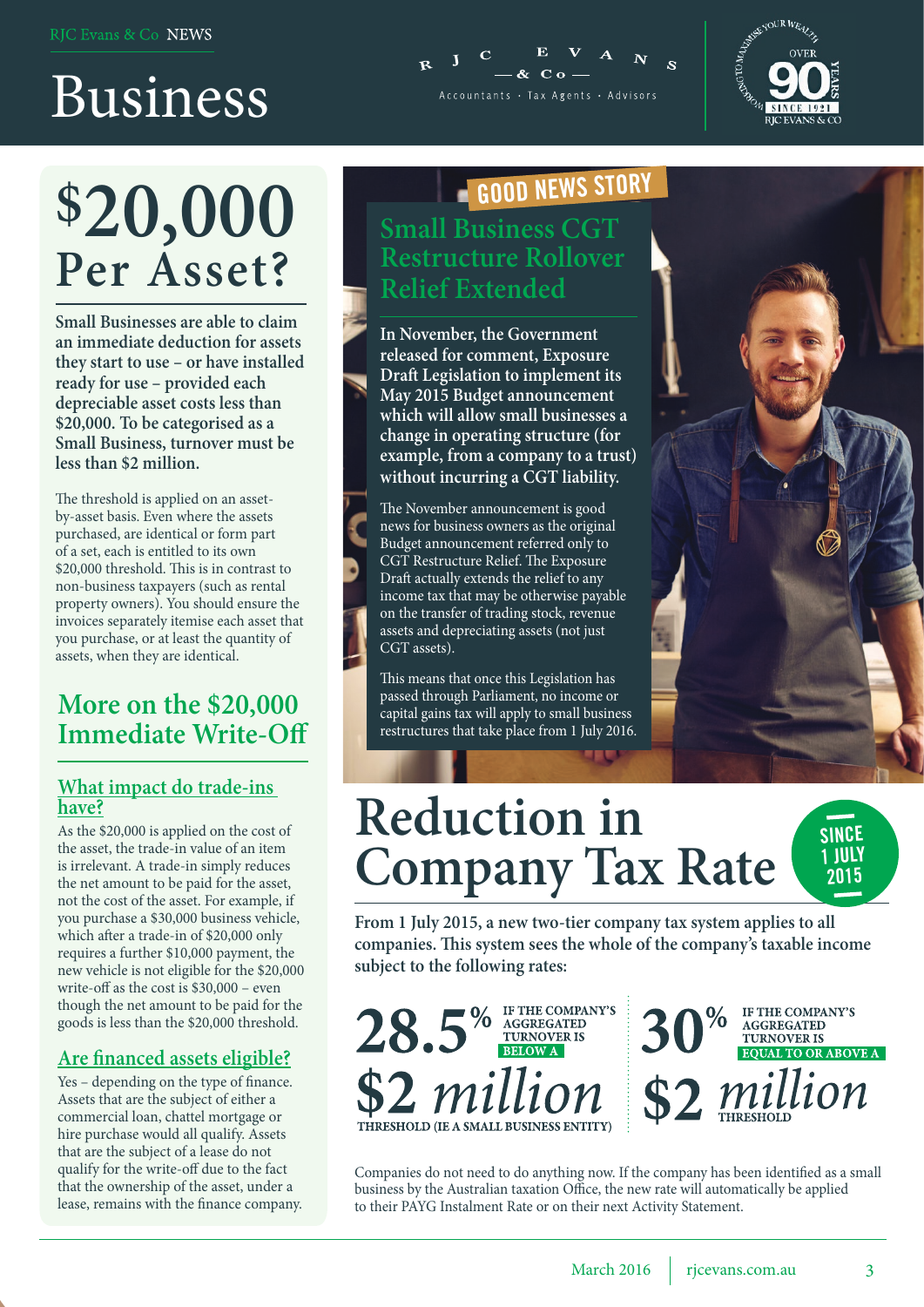# Business

## $20,000 Per Asset?

**Small Businesses are able to claim an immediate deduction for assets they start to use – or have installed ready for use – provided each depreciable asset costs less than $20,000. To be categorised as a Small Business, turnover must be less than $2 million.**

The threshold is applied on an asset-by-asset basis. Even where the assets purchased, are identical or form part of a set, each is entitled to its own $20,000 threshold. This is in contrast to non-business taxpayers (such as rental property owners). You should ensure the invoices separately itemise each asset that you purchase, or at least the quantity of assets, when they are identical.

## More on the $20,000 Immediate Write-Off

### What impact do trade-ins have?

As the $20,000 is applied on the cost of the asset, the trade-in value of an item is irrelevant. A trade-in simply reduces the net amount to be paid for the asset, not the cost of the asset. For example, if you purchase a $30,000 business vehicle, which after a trade-in of $20,000 only requires a further $10,000 payment, the new vehicle is not eligible for the $20,000 write-off as the cost is $30,000 – even though the net amount to be paid for the goods is less than the $20,000 threshold.

### Are financed assets eligible?

Yes – depending on the type of finance. Assets that are the subject of either a commercial loan, chattel mortgage or hire purchase would all qualify. Assets that are the subject of a lease do not qualify for the write-off due to the fact that the ownership of the asset, under a lease, remains with the finance company.

GOOD NEWS STORY

## Small Business CGT Restructure Rollover Relief Extended

**In November, the Government released for comment, Exposure Draft Legislation to implement its May 2015 Budget announcement which will allow small businesses a change in operating structure (for example, from a company to a trust) without incurring a CGT liability.**

The November announcement is good news for business owners as the original Budget announcement referred only to CGT Restructure Relief. The Exposure Draft actually extends the relief to any income tax that may be otherwise payable on the transfer of trading stock, revenue assets and depreciating assets (not just CGT assets).

This means that once this Legislation has passed through Parliament, no income or capital gains tax will apply to small business restructures that take place from 1 July 2016.

## Reduction in Company Tax Rate

SINCE 1 JULY 2015

**From 1 July 2015, a new two-tier company tax system applies to all companies. This system sees the whole of the company's taxable income subject to the following rates:**

**28.5%** IF THE COMPANY'S AGGREGATED TURNOVER IS BELOW A **$2 million** THRESHOLD (IE A SMALL BUSINESS ENTITY)

**30%** IF THE COMPANY'S AGGREGATED TURNOVER IS EQUAL TO OR ABOVE A **$2 million** THRESHOLD

Companies do not need to do anything now. If the company has been identified as a small business by the Australian taxation Office, the new rate will automatically be applied to their PAYG Instalment Rate or on their next Activity Statement.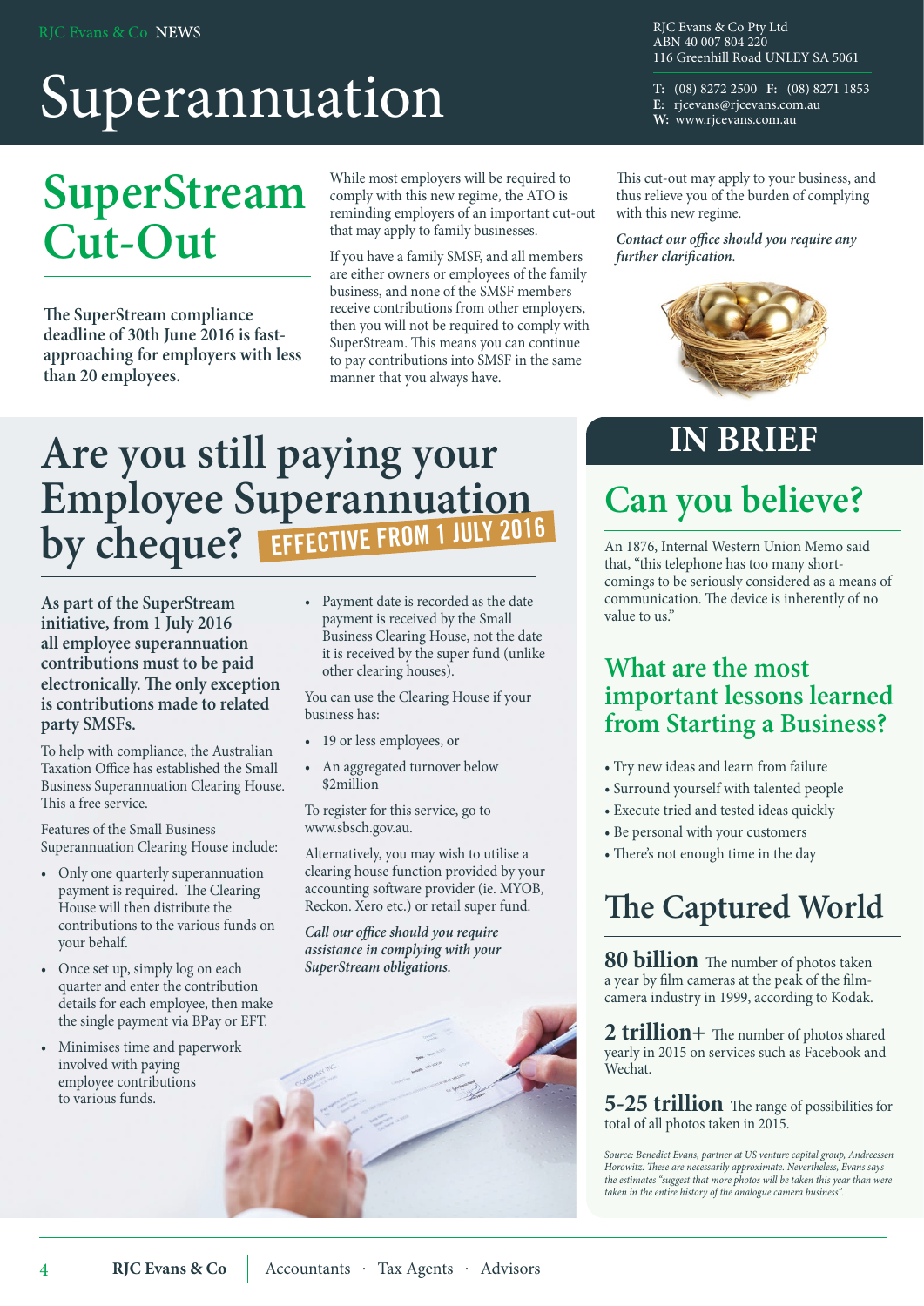RJC Evans & Co NEWS

# Superannuation

RJC Evans & Co Pty Ltd
ABN 40 007 804 220
116 Greenhill Road UNLEY SA 5061

**T:** (08) 8272 2500 **F:** (08) 8271 1853
**E:** rjcevans@rjcevans.com.au
**W:** www.rjcevans.com.au

## SuperStream Cut-Out

**The SuperStream compliance deadline of 30th June 2016 is fast-approaching for employers with less than 20 employees.**

While most employers will be required to comply with this new regime, the ATO is reminding employers of an important cut-out that may apply to family businesses.

If you have a family SMSF, and all members are either owners or employees of the family business, and none of the SMSF members receive contributions from other employers, then you will not be required to comply with SuperStream. This means you can continue to pay contributions into SMSF in the same manner that you always have.

This cut-out may apply to your business, and thus relieve you of the burden of complying with this new regime.

***Contact our office should you require any further clarification.***

## Are you still paying your Employee Superannuation by cheque? EFFECTIVE FROM 1 JULY 2016

**As part of the SuperStream initiative, from 1 July 2016 all employee superannuation contributions must to be paid electronically. The only exception is contributions made to related party SMSFs.**

To help with compliance, the Australian Taxation Office has established the Small Business Superannuation Clearing House. This a free service.

Features of the Small Business Superannuation Clearing House include:

- Only one quarterly superannuation payment is required. The Clearing House will then distribute the contributions to the various funds on your behalf.
- Once set up, simply log on each quarter and enter the contribution details for each employee, then make the single payment via BPay or EFT.
- Minimises time and paperwork involved with paying employee contributions to various funds.
- Payment date is recorded as the date payment is received by the Small Business Clearing House, not the date it is received by the super fund (unlike other clearing houses).

You can use the Clearing House if your business has:

- 19 or less employees, or
- An aggregated turnover below $2million

To register for this service, go to www.sbsch.gov.au.

Alternatively, you may wish to utilise a clearing house function provided by your accounting software provider (ie. MYOB, Reckon. Xero etc.) or retail super fund.

***Call our office should you require assistance in complying with your SuperStream obligations.***

# IN BRIEF

## Can you believe?

An 1876, Internal Western Union Memo said that, "this telephone has too many short-comings to be seriously considered as a means of communication. The device is inherently of no value to us."

## What are the most important lessons learned from Starting a Business?

- Try new ideas and learn from failure
- Surround yourself with talented people
- Execute tried and tested ideas quickly
- Be personal with your customers
- There's not enough time in the day

## The Captured World

**80 billion** The number of photos taken a year by film cameras at the peak of the film-camera industry in 1999, according to Kodak.

**2 trillion+** The number of photos shared yearly in 2015 on services such as Facebook and Wechat.

**5-25 trillion** The range of possibilities for total of all photos taken in 2015.

*Source: Benedict Evans, partner at US venture capital group, Andreessen Horowitz. These are necessarily approximate. Nevertheless, Evans says the estimates "suggest that more photos will be taken this year than were taken in the entire history of the analogue camera business".*

**RJC Evans & Co** | Accountants · Tax Agents · Advisors